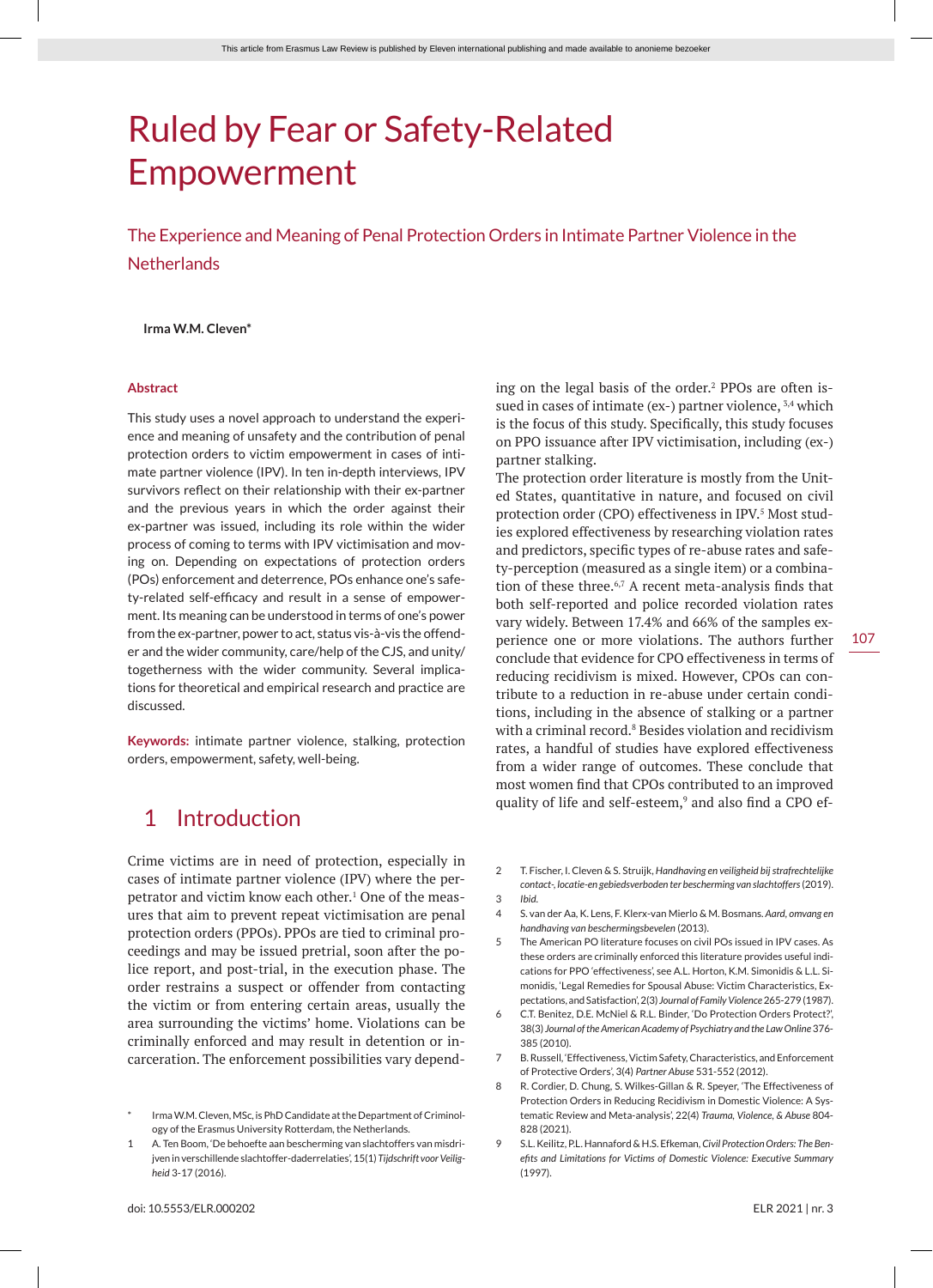# Ruled by Fear or Safety-Related Empowerment

## The Experience and Meaning of Penal Protection Orders in Intimate Partner Violence in the Netherlands

**Irma W.M. Cleven***

### Abstract

This study uses a novel approach to understand the experience and meaning of unsafety and the contribution of penal protection orders to victim empowerment in cases of intimate partner violence (IPV). In ten in-depth interviews, IPV survivors reflect on their relationship with their ex-partner and the previous years in which the order against their ex-partner was issued, including its role within the wider process of coming to terms with IPV victimisation and moving on. Depending on expectations of protection orders (POs) enforcement and deterrence, POs enhance one's safety-related self-efficacy and result in a sense of empowerment. Its meaning can be understood in terms of one's power from the ex-partner, power to act, status vis-à-vis the offender and the wider community, care/help of the CJS, and unity/togetherness with the wider community. Several implications for theoretical and empirical research and practice are discussed.

**Keywords:** intimate partner violence, stalking, protection orders, empowerment, safety, well-being.

## 1 Introduction

Crime victims are in need of protection, especially in cases of intimate partner violence (IPV) where the perpetrator and victim know each other.[1] One of the measures that aim to prevent repeat victimisation are penal protection orders (PPOs). PPOs are tied to criminal proceedings and may be issued pretrial, soon after the police report, and post-trial, in the execution phase. The order restrains a suspect or offender from contacting the victim or from entering certain areas, usually the area surrounding the victims' home. Violations can be criminally enforced and may result in detention or incarceration. The enforcement possibilities vary depending on the legal basis of the order.[2] PPOs are often issued in cases of intimate (ex-) partner violence, [3,4] which is the focus of this study. Specifically, this study focuses on PPO issuance after IPV victimisation, including (ex-) partner stalking.

The protection order literature is mostly from the United States, quantitative in nature, and focused on civil protection order (CPO) effectiveness in IPV.[5] Most studies explored effectiveness by researching violation rates and predictors, specific types of re-abuse rates and safety-perception (measured as a single item) or a combination of these three.[6,7] A recent meta-analysis finds that both self-reported and police recorded violation rates vary widely. Between 17.4% and 66% of the samples experience one or more violations. The authors further conclude that evidence for CPO effectiveness in terms of reducing recidivism is mixed. However, CPOs can contribute to a reduction in re-abuse under certain conditions, including in the absence of stalking or a partner with a criminal record.[8] Besides violation and recidivism rates, a handful of studies have explored effectiveness from a wider range of outcomes. These conclude that most women find that CPOs contributed to an improved quality of life and self-esteem,[9] and also find a CPO ef-

---

\* Irma W.M. Cleven, MSc, is PhD Candidate at the Department of Criminology of the Erasmus University Rotterdam, the Netherlands.

1 A. Ten Boom, 'De behoefte aan bescherming van slachtoffers van misdrijven in verschillende slachtoffer-daderrelaties', 15(1) *Tijdschrift voor Veiligheid* 3-17 (2016).

2 T. Fischer, I. Cleven & S. Struijk, *Handhaving en veiligheid bij strafrechtelijke contact-, locatie-en gebiedsverboden ter bescherming van slachtoffers* (2019).

3 *Ibid.*

4 S. van der Aa, K. Lens, F. Klerx-van Mierlo & M. Bosmans. *Aard, omvang en handhaving van beschermingsbevelen* (2013).

5 The American PO literature focuses on civil POs issued in IPV cases. As these orders are criminally enforced this literature provides useful indications for PPO 'effectiveness', see A.L. Horton, K.M. Simonidis & L.L. Simonidis, 'Legal Remedies for Spousal Abuse: Victim Characteristics, Expectations, and Satisfaction', 2(3) *Journal of Family Violence* 265-279 (1987).

6 C.T. Benitez, D.E. McNiel & R.L. Binder, 'Do Protection Orders Protect?', 38(3) *Journal of the American Academy of Psychiatry and the Law Online* 376-385 (2010).

7 B. Russell, 'Effectiveness, Victim Safety, Characteristics, and Enforcement of Protective Orders', 3(4) *Partner Abuse* 531-552 (2012).

8 R. Cordier, D. Chung, S. Wilkes-Gillan & R. Speyer, 'The Effectiveness of Protection Orders in Reducing Recidivism in Domestic Violence: A Systematic Review and Meta-analysis', 22(4) *Trauma, Violence, & Abuse* 804-828 (2021).

9 S.L. Keilitz, P.L. Hannaford & H.S. Efkeman, *Civil Protection Orders: The Benefits and Limitations for Victims of Domestic Violence: Executive Summary* (1997).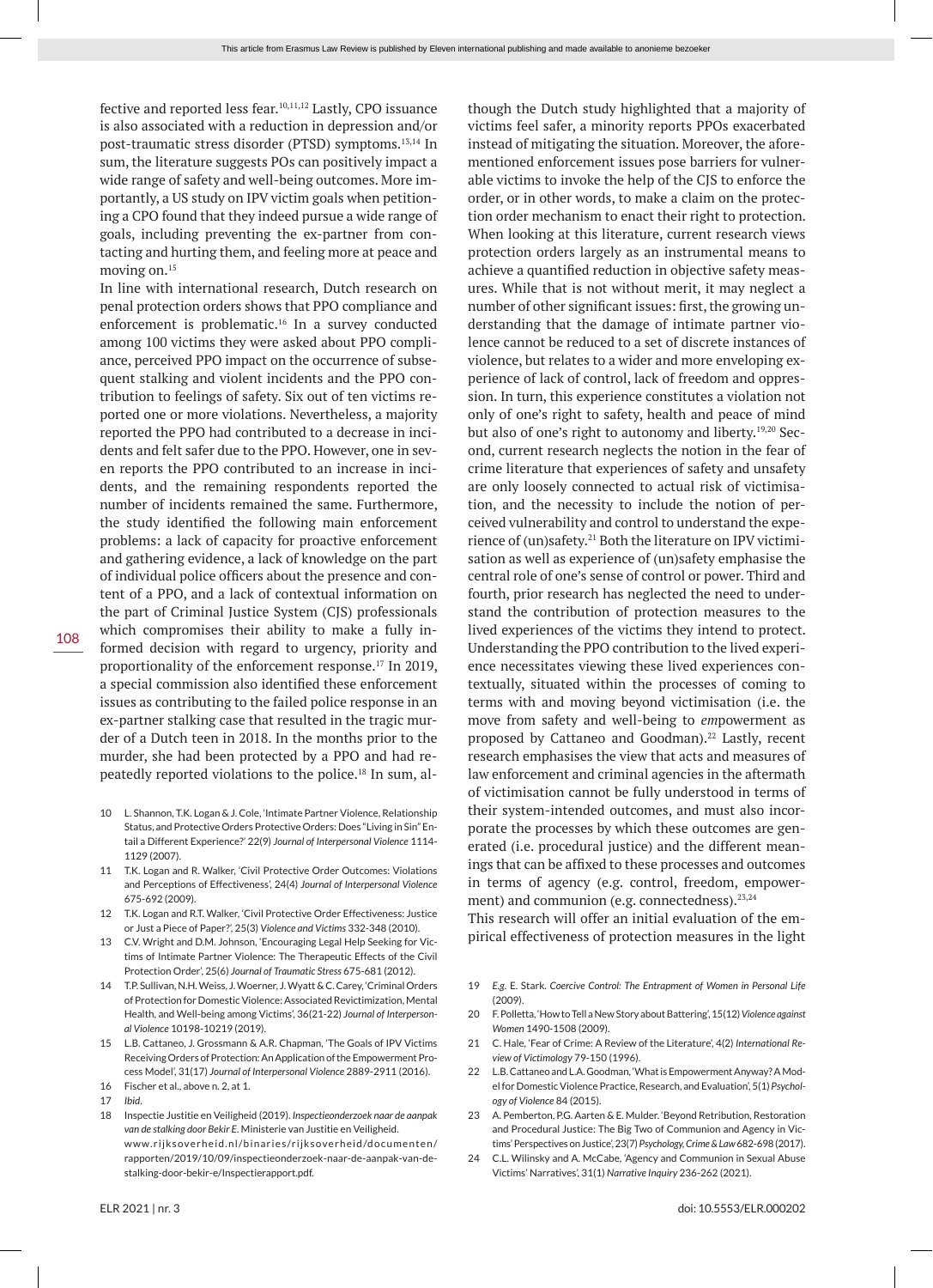fective and reported less fear.[10,11,12] Lastly, CPO issuance is also associated with a reduction in depression and/or post-traumatic stress disorder (PTSD) symptoms.[13,14] In sum, the literature suggests POs can positively impact a wide range of safety and well-being outcomes. More importantly, a US study on IPV victim goals when petitioning a CPO found that they indeed pursue a wide range of goals, including preventing the ex-partner from contacting and hurting them, and feeling more at peace and moving on.[15]

In line with international research, Dutch research on penal protection orders shows that PPO compliance and enforcement is problematic.[16] In a survey conducted among 100 victims they were asked about PPO compliance, perceived PPO impact on the occurrence of subsequent stalking and violent incidents and the PPO contribution to feelings of safety. Six out of ten victims reported one or more violations. Nevertheless, a majority reported the PPO had contributed to a decrease in incidents and felt safer due to the PPO. However, one in seven reports the PPO contributed to an increase in incidents, and the remaining respondents reported the number of incidents remained the same. Furthermore, the study identified the following main enforcement problems: a lack of capacity for proactive enforcement and gathering evidence, a lack of knowledge on the part of individual police officers about the presence and content of a PPO, and a lack of contextual information on the part of Criminal Justice System (CJS) professionals which compromises their ability to make a fully informed decision with regard to urgency, priority and proportionality of the enforcement response.[17] In 2019, a special commission also identified these enforcement issues as contributing to the failed police response in an ex-partner stalking case that resulted in the tragic murder of a Dutch teen in 2018. In the months prior to the murder, she had been protected by a PPO and had repeatedly reported violations to the police.[18] In sum, although the Dutch study highlighted that a majority of victims feel safer, a minority reports PPOs exacerbated instead of mitigating the situation. Moreover, the aforementioned enforcement issues pose barriers for vulnerable victims to invoke the help of the CJS to enforce the order, or in other words, to make a claim on the protection order mechanism to enact their right to protection. When looking at this literature, current research views protection orders largely as an instrumental means to achieve a quantified reduction in objective safety measures. While that is not without merit, it may neglect a number of other significant issues: first, the growing understanding that the damage of intimate partner violence cannot be reduced to a set of discrete instances of violence, but relates to a wider and more enveloping experience of lack of control, lack of freedom and oppression. In turn, this experience constitutes a violation not only of one's right to safety, health and peace of mind but also of one's right to autonomy and liberty.[19,20] Second, current research neglects the notion in the fear of crime literature that experiences of safety and unsafety are only loosely connected to actual risk of victimisation, and the necessity to include the notion of perceived vulnerability and control to understand the experience of (un)safety.[21] Both the literature on IPV victimisation as well as experience of (un)safety emphasise the central role of one's sense of control or power. Third and fourth, prior research has neglected the need to understand the contribution of protection measures to the lived experiences of the victims they intend to protect. Understanding the PPO contribution to the lived experience necessitates viewing these lived experiences contextually, situated within the processes of coming to terms with and moving beyond victimisation (i.e. the move from safety and well-being to *em*powerment as proposed by Cattaneo and Goodman).[22] Lastly, recent research emphasises the view that acts and measures of law enforcement and criminal agencies in the aftermath of victimisation cannot be fully understood in terms of their system-intended outcomes, and must also incorporate the processes by which these outcomes are generated (i.e. procedural justice) and the different meanings that can be affixed to these processes and outcomes in terms of agency (e.g. control, freedom, empowerment) and communion (e.g. connectedness).[23,24]

This research will offer an initial evaluation of the empirical effectiveness of protection measures in the light

10 L. Shannon, T.K. Logan & J. Cole, 'Intimate Partner Violence, Relationship Status, and Protective Orders: Does "Living in Sin" Entail a Different Experience?' 22(9) *Journal of Interpersonal Violence* 1114-1129 (2007).

11 T.K. Logan and R. Walker, 'Civil Protective Order Outcomes: Violations and Perceptions of Effectiveness', 24(4) *Journal of Interpersonal Violence* 675-692 (2009).

12 T.K. Logan and R.T. Walker, 'Civil Protective Order Effectiveness: Justice or Just a Piece of Paper?', 25(3) *Violence and Victims* 332-348 (2010).

13 C.V. Wright and D.M. Johnson, 'Encouraging Legal Help Seeking for Victims of Intimate Partner Violence: The Therapeutic Effects of the Civil Protection Order', 25(6) *Journal of Traumatic Stress* 675-681 (2012).

14 T.P. Sullivan, N.H. Weiss, J. Woerner, J. Wyatt & C. Carey, 'Criminal Orders of Protection for Domestic Violence: Associated Revictimization, Mental Health, and Well-being among Victims', 36(21-22) *Journal of Interpersonal Violence* 10198-10219 (2019).

15 L.B. Cattaneo, J. Grossmann & A.R. Chapman, 'The Goals of IPV Victims Receiving Orders of Protection: An Application of the Empowerment Process Model', 31(17) *Journal of Interpersonal Violence* 2889-2911 (2016).

16 Fischer et al., above n. 2, at 1.

17 *Ibid*.

18 Inspectie Justitie en Veiligheid (2019). *Inspectieonderzoek naar de aanpak van de stalking door Bekir E.* Ministerie van Justitie en Veiligheid. www.rijksoverheid.nl/binaries/rijksoverheid/documenten/rapporten/2019/10/09/inspectieonderzoek-naar-de-aanpak-van-de-stalking-door-bekir-e/Inspectierapport.pdf.

19 *E.g.* E. Stark. *Coercive Control: The Entrapment of Women in Personal Life* (2009).

20 F. Polletta, 'How to Tell a New Story about Battering', 15(12) *Violence against Women* 1490-1508 (2009).

21 C. Hale, 'Fear of Crime: A Review of the Literature', 4(2) *International Review of Victimology* 79-150 (1996).

22 L.B. Cattaneo and L.A. Goodman, 'What is Empowerment Anyway? A Model for Domestic Violence Practice, Research, and Evaluation', 5(1) *Psychology of Violence* 84 (2015).

23 A. Pemberton, P.G. Aarten & E. Mulder. 'Beyond Retribution, Restoration and Procedural Justice: The Big Two of Communion and Agency in Victims' Perspectives on Justice', 23(7) *Psychology, Crime & Law* 682-698 (2017).

24 C.L. Wilinsky and A. McCabe, 'Agency and Communion in Sexual Abuse Victims' Narratives', 31(1) *Narrative Inquiry* 236-262 (2021).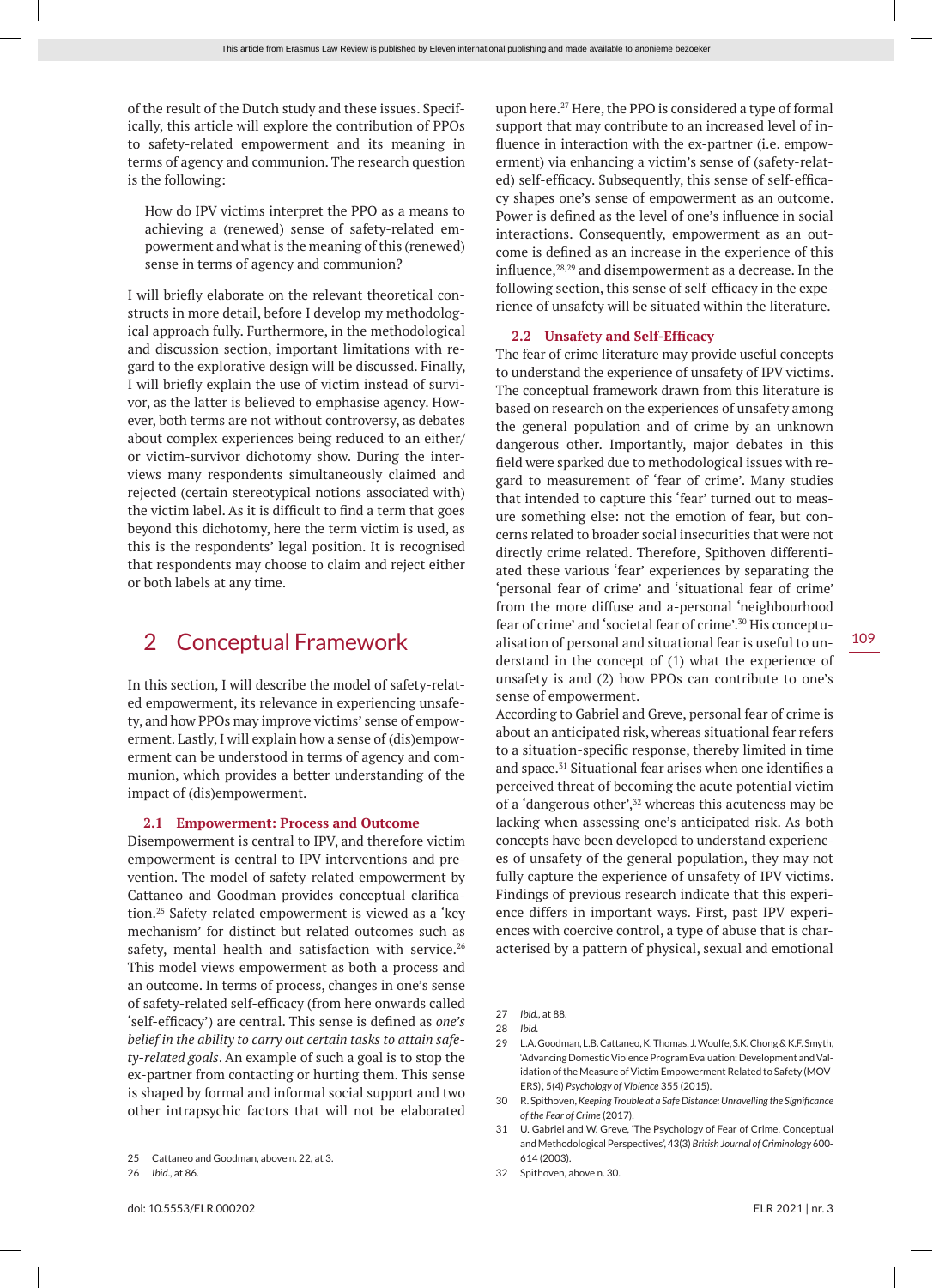of the result of the Dutch study and these issues. Specifically, this article will explore the contribution of PPOs to safety-related empowerment and its meaning in terms of agency and communion. The research question is the following:

> How do IPV victims interpret the PPO as a means to achieving a (renewed) sense of safety-related empowerment and what is the meaning of this (renewed) sense in terms of agency and communion?

I will briefly elaborate on the relevant theoretical constructs in more detail, before I develop my methodological approach fully. Furthermore, in the methodological and discussion section, important limitations with regard to the explorative design will be discussed. Finally, I will briefly explain the use of victim instead of survivor, as the latter is believed to emphasise agency. However, both terms are not without controversy, as debates about complex experiences being reduced to an either/or victim-survivor dichotomy show. During the interviews many respondents simultaneously claimed and rejected (certain stereotypical notions associated with) the victim label. As it is difficult to find a term that goes beyond this dichotomy, here the term victim is used, as this is the respondents' legal position. It is recognised that respondents may choose to claim and reject either or both labels at any time.

## 2 Conceptual Framework

In this section, I will describe the model of safety-related empowerment, its relevance in experiencing unsafety, and how PPOs may improve victims' sense of empowerment. Lastly, I will explain how a sense of (dis)empowerment can be understood in terms of agency and communion, which provides a better understanding of the impact of (dis)empowerment.

### 2.1 Empowerment: Process and Outcome

Disempowerment is central to IPV, and therefore victim empowerment is central to IPV interventions and prevention. The model of safety-related empowerment by Cattaneo and Goodman provides conceptual clarification.[25] Safety-related empowerment is viewed as a 'key mechanism' for distinct but related outcomes such as safety, mental health and satisfaction with service.[26] This model views empowerment as both a process and an outcome. In terms of process, changes in one's sense of safety-related self-efficacy (from here onwards called 'self-efficacy') are central. This sense is defined as *one's belief in the ability to carry out certain tasks to attain safety-related goals*. An example of such a goal is to stop the ex-partner from contacting or hurting them. This sense is shaped by formal and informal social support and two other intrapsychic factors that will not be elaborated upon here.[27] Here, the PPO is considered a type of formal support that may contribute to an increased level of influence in interaction with the ex-partner (i.e. empowerment) via enhancing a victim's sense of (safety-related) self-efficacy. Subsequently, this sense of self-efficacy shapes one's sense of empowerment as an outcome. Power is defined as the level of one's influence in social interactions. Consequently, empowerment as an outcome is defined as an increase in the experience of this influence,[28,29] and disempowerment as a decrease. In the following section, this sense of self-efficacy in the experience of unsafety will be situated within the literature.

### 2.2 Unsafety and Self-Efficacy

The fear of crime literature may provide useful concepts to understand the experience of unsafety of IPV victims. The conceptual framework drawn from this literature is based on research on the experiences of unsafety among the general population and of crime by an unknown dangerous other. Importantly, major debates in this field were sparked due to methodological issues with regard to measurement of 'fear of crime'. Many studies that intended to capture this 'fear' turned out to measure something else: not the emotion of fear, but concerns related to broader social insecurities that were not directly crime related. Therefore, Spithoven differentiated these various 'fear' experiences by separating the 'personal fear of crime' and 'situational fear of crime' from the more diffuse and a-personal 'neighbourhood fear of crime' and 'societal fear of crime'.[30] His conceptualisation of personal and situational fear is useful to understand in the concept of (1) what the experience of unsafety is and (2) how PPOs can contribute to one's sense of empowerment.

According to Gabriel and Greve, personal fear of crime is about an anticipated risk, whereas situational fear refers to a situation-specific response, thereby limited in time and space.[31] Situational fear arises when one identifies a perceived threat of becoming the acute potential victim of a 'dangerous other',[32] whereas this acuteness may be lacking when assessing one's anticipated risk. As both concepts have been developed to understand experiences of unsafety of the general population, they may not fully capture the experience of unsafety of IPV victims. Findings of previous research indicate that this experience differs in important ways. First, past IPV experiences with coercive control, a type of abuse that is characterised by a pattern of physical, sexual and emotional

---

25 Cattaneo and Goodman, above n. 22, at 3.

26 *Ibid.*, at 86.

27 *Ibid.*, at 88.

28 *Ibid.*

29 L.A. Goodman, L.B. Cattaneo, K. Thomas, J. Woulfe, S.K. Chong & K.F. Smyth, 'Advancing Domestic Violence Program Evaluation: Development and Validation of the Measure of Victim Empowerment Related to Safety (MOV-ERS)', 5(4) *Psychology of Violence* 355 (2015).

30 R. Spithoven, *Keeping Trouble at a Safe Distance: Unravelling the Significance of the Fear of Crime* (2017).

31 U. Gabriel and W. Greve, 'The Psychology of Fear of Crime. Conceptual and Methodological Perspectives', 43(3) *British Journal of Criminology* 600-614 (2003).

32 Spithoven, above n. 30.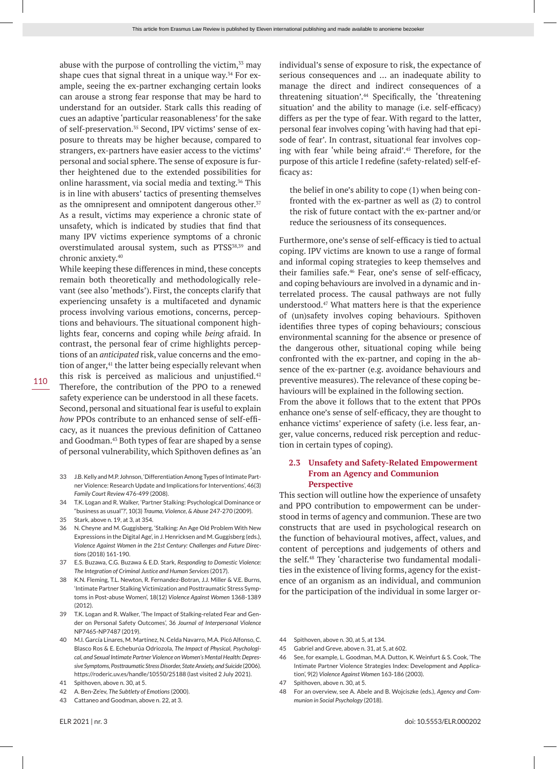abuse with the purpose of controlling the victim,[33] may shape cues that signal threat in a unique way.[34] For example, seeing the ex-partner exchanging certain looks can arouse a strong fear response that may be hard to understand for an outsider. Stark calls this reading of cues an adaptive 'particular reasonableness' for the sake of self-preservation.[35] Second, IPV victims' sense of exposure to threats may be higher because, compared to strangers, ex-partners have easier access to the victims' personal and social sphere. The sense of exposure is further heightened due to the extended possibilities for online harassment, via social media and texting.[36] This is in line with abusers' tactics of presenting themselves as the omnipresent and omnipotent dangerous other.[37] As a result, victims may experience a chronic state of unsafety, which is indicated by studies that find that many IPV victims experience symptoms of a chronic overstimulated arousal system, such as PTSS[38,39] and chronic anxiety.[40]

While keeping these differences in mind, these concepts remain both theoretically and methodologically relevant (see also 'methods'). First, the concepts clarify that experiencing unsafety is a multifaceted and dynamic process involving various emotions, concerns, perceptions and behaviours. The situational component highlights fear, concerns and coping while *being* afraid. In contrast, the personal fear of crime highlights perceptions of an *anticipated* risk, value concerns and the emotion of anger,[41] the latter being especially relevant when this risk is perceived as malicious and unjustified.[42] Therefore, the contribution of the PPO to a renewed safety experience can be understood in all these facets.

Second, personal and situational fear is useful to explain *how* PPOs contribute to an enhanced sense of self-efficacy, as it nuances the previous definition of Cattaneo and Goodman.[43] Both types of fear are shaped by a sense of personal vulnerability, which Spithoven defines as 'an individual's sense of exposure to risk, the expectance of serious consequences and … an inadequate ability to manage the direct and indirect consequences of a threatening situation'.[44] Specifically, the 'threatening situation' and the ability to manage (i.e. self-efficacy) differs as per the type of fear. With regard to the latter, personal fear involves coping 'with having had that episode of fear'. In contrast, situational fear involves coping with fear 'while being afraid'.[45] Therefore, for the purpose of this article I redefine (safety-related) self-efficacy as:

> the belief in one's ability to cope (1) when being confronted with the ex-partner as well as (2) to control the risk of future contact with the ex-partner and/or reduce the seriousness of its consequences.

Furthermore, one's sense of self-efficacy is tied to actual coping. IPV victims are known to use a range of formal and informal coping strategies to keep themselves and their families safe.[46] Fear, one's sense of self-efficacy, and coping behaviours are involved in a dynamic and interrelated process. The causal pathways are not fully understood.[47] What matters here is that the experience of (un)safety involves coping behaviours. Spithoven identifies three types of coping behaviours; conscious environmental scanning for the absence or presence of the dangerous other, situational coping while being confronted with the ex-partner, and coping in the absence of the ex-partner (e.g. avoidance behaviours and preventive measures). The relevance of these coping behaviours will be explained in the following section.

From the above it follows that to the extent that PPOs enhance one's sense of self-efficacy, they are thought to enhance victims' experience of safety (i.e. less fear, anger, value concerns, reduced risk perception and reduction in certain types of coping).

### 2.3 Unsafety and Safety-Related Empowerment From an Agency and Communion Perspective

This section will outline how the experience of unsafety and PPO contribution to empowerment can be understood in terms of agency and communion. These are two constructs that are used in psychological research on the function of behavioural motives, affect, values, and content of perceptions and judgements of others and the self.[48] They 'characterise two fundamental modalities in the existence of living forms, agency for the existence of an organism as an individual, and communion for the participation of the individual in some larger or-

---

33 J.B. Kelly and M.P. Johnson, 'Differentiation Among Types of Intimate Partner Violence: Research Update and Implications for Interventions', 46(3) *Family Court Review* 476-499 (2008).

34 T.K. Logan and R. Walker, 'Partner Stalking: Psychological Dominance or "business as usual"?', 10(3) *Trauma, Violence, & Abuse* 247-270 (2009).

35 Stark, above n. 19, at 3, at 354.

36 N. Cheyne and M. Guggisberg, 'Stalking: An Age Old Problem With New Expressions in the Digital Age', in J. Henricksen and M. Guggisberg (eds.), *Violence Against Women in the 21st Century: Challenges and Future Directions* (2018) 161-190.

37 E.S. Buzawa, C.G. Buzawa & E.D. Stark, *Responding to Domestic Violence: The Integration of Criminal Justice and Human Services* (2017).

38 K.N. Fleming, T.L. Newton, R. Fernandez-Botran, J.J. Miller & V.E. Burns, 'Intimate Partner Stalking Victimization and Posttraumatic Stress Symptoms in Post-abuse Women', 18(12) *Violence Against Women* 1368-1389 (2012).

39 T.K. Logan and R. Walker, 'The Impact of Stalking-related Fear and Gender on Personal Safety Outcomes', 36 *Journal of Interpersonal Violence* NP7465-NP7487 (2019).

40 M.I. García Linares, M. Martínez, N. Celda Navarro, M.A. Picó Alfonso, C. Blasco Ros & E. Echeburúa Odriozola, *The Impact of Physical, Psychological, and Sexual Intimate Partner Violence on Women's Mental Health: Depressive Symptoms, Posttraumatic Stress Disorder, State Anxiety, and Suicide* (2006). https://roderic.uv.es/handle/10550/25188 (last visited 2 July 2021).

41 Spithoven, above n. 30, at 5.

42 A. Ben-Ze'ev, *The Subtlety of Emotions* (2000).

43 Cattaneo and Goodman, above n. 22, at 3.

44 Spithoven, above n. 30, at 5, at 134.

45 Gabriel and Greve, above n. 31, at 5, at 602.

46 See, for example, L. Goodman, M.A. Dutton, K. Weinfurt & S. Cook, 'The Intimate Partner Violence Strategies Index: Development and Application', 9(2) *Violence Against Women* 163-186 (2003).

47 Spithoven, above n. 30, at 5.

48 For an overview, see A. Abele and B. Wojciszke (eds.), *Agency and Communion in Social Psychology* (2018).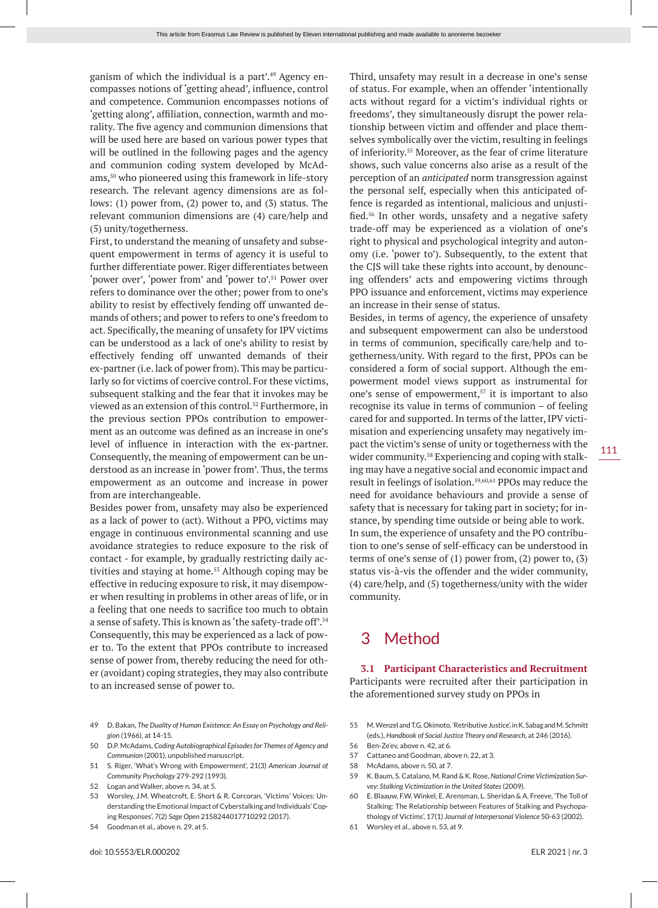ganism of which the individual is a part'.[49] Agency encompasses notions of 'getting ahead', influence, control and competence. Communion encompasses notions of 'getting along', affiliation, connection, warmth and morality. The five agency and communion dimensions that will be used here are based on various power types that will be outlined in the following pages and the agency and communion coding system developed by McAdams,[50] who pioneered using this framework in life-story research. The relevant agency dimensions are as follows: (1) power from, (2) power to, and (3) status. The relevant communion dimensions are (4) care/help and (5) unity/togetherness.

First, to understand the meaning of unsafety and subsequent empowerment in terms of agency it is useful to further differentiate power. Riger differentiates between 'power over', 'power from' and 'power to'.[51] Power over refers to dominance over the other; power from to one's ability to resist by effectively fending off unwanted demands of others; and power to refers to one's freedom to act. Specifically, the meaning of unsafety for IPV victims can be understood as a lack of one's ability to resist by effectively fending off unwanted demands of their ex-partner (i.e. lack of power from). This may be particularly so for victims of coercive control. For these victims, subsequent stalking and the fear that it invokes may be viewed as an extension of this control.[52] Furthermore, in the previous section PPOs contribution to empowerment as an outcome was defined as an increase in one's level of influence in interaction with the ex-partner. Consequently, the meaning of empowerment can be understood as an increase in 'power from'. Thus, the terms empowerment as an outcome and increase in power from are interchangeable.

Besides power from, unsafety may also be experienced as a lack of power to (act). Without a PPO, victims may engage in continuous environmental scanning and use avoidance strategies to reduce exposure to the risk of contact - for example, by gradually restricting daily activities and staying at home.[53] Although coping may be effective in reducing exposure to risk, it may disempower when resulting in problems in other areas of life, or in a feeling that one needs to sacrifice too much to obtain a sense of safety. This is known as 'the safety-trade off'.[54] Consequently, this may be experienced as a lack of power to. To the extent that PPOs contribute to increased sense of power from, thereby reducing the need for other (avoidant) coping strategies, they may also contribute to an increased sense of power to.

Third, unsafety may result in a decrease in one's sense of status. For example, when an offender 'intentionally acts without regard for a victim's individual rights or freedoms', they simultaneously disrupt the power relationship between victim and offender and place themselves symbolically over the victim, resulting in feelings of inferiority.[55] Moreover, as the fear of crime literature shows, such value concerns also arise as a result of the perception of an *anticipated* norm transgression against the personal self, especially when this anticipated offence is regarded as intentional, malicious and unjustified.[56] In other words, unsafety and a negative safety trade-off may be experienced as a violation of one's right to physical and psychological integrity and autonomy (i.e. 'power to'). Subsequently, to the extent that the CJS will take these rights into account, by denouncing offenders' acts and empowering victims through PPO issuance and enforcement, victims may experience an increase in their sense of status.

Besides, in terms of agency, the experience of unsafety and subsequent empowerment can also be understood in terms of communion, specifically care/help and togetherness/unity. With regard to the first, PPOs can be considered a form of social support. Although the empowerment model views support as instrumental for one's sense of empowerment,[57] it is important to also recognise its value in terms of communion – of feeling cared for and supported. In terms of the latter, IPV victimisation and experiencing unsafety may negatively impact the victim's sense of unity or togetherness with the wider community.[58] Experiencing and coping with stalking may have a negative social and economic impact and result in feelings of isolation.[59,60,61] PPOs may reduce the need for avoidance behaviours and provide a sense of safety that is necessary for taking part in society; for instance, by spending time outside or being able to work.

In sum, the experience of unsafety and the PO contribution to one's sense of self-efficacy can be understood in terms of one's sense of (1) power from, (2) power to, (3) status vis-à-vis the offender and the wider community, (4) care/help, and (5) togetherness/unity with the wider community.

# 3 Method

### 3.1 Participant Characteristics and Recruitment

Participants were recruited after their participation in the aforementioned survey study on PPOs in

---

49 D. Bakan, *The Duality of Human Existence: An Essay on Psychology and Religion* (1966), at 14-15.

50 D.P. McAdams, *Coding Autobiographical Episodes for Themes of Agency and Communion* (2001), unpublished manuscript.

51 S. Riger, 'What's Wrong with Empowerment', 21(3) *American Journal of Community Psychology* 279-292 (1993).

52 Logan and Walker, above n. 34, at 5.

53 Worsley, J.M. Wheatcroft, E. Short & R. Corcoran, 'Victims' Voices: Understanding the Emotional Impact of Cyberstalking and Individuals' Coping Responses', 7(2) *Sage Open* 2158244017710292 (2017).

54 Goodman et al., above n. 29, at 5.

55 M. Wenzel and T.G. Okimoto, 'Retributive Justice', in K. Sabag and M. Schmitt (eds.), *Handbook of Social Justice Theory and Research*, at 246 (2016).

56 Ben-Ze'ev, above n. 42, at 6.

57 Cattaneo and Goodman, above n. 22, at 3.

58 McAdams, above n. 50, at 7.

59 K. Baum, S. Catalano, M. Rand & K. Rose, *National Crime Victimization Survey: Stalking Victimization in the United States* (2009).

60 E. Blaauw, F.W. Winkel, E. Arensman, L. Sheridan & A. Freeve, 'The Toll of Stalking: The Relationship between Features of Stalking and Psychopathology of Victims', 17(1) *Journal of Interpersonal Violence* 50-63 (2002).

61 Worsley et al., above n. 53, at 9.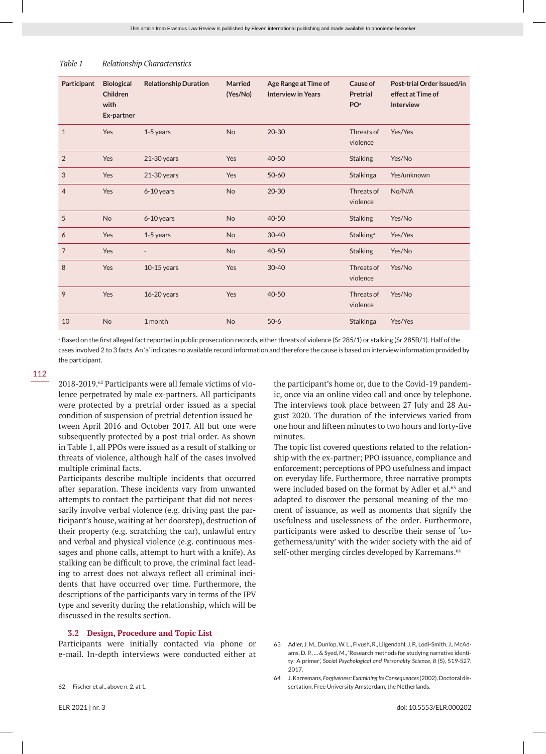*Table 1 Relationship Characteristics*

| Participant | Biological Children with Ex-partner | Relationship Duration | Married (Yes/No) | Age Range at Time of Interview in Years | Cause of Pretrial PO[a] | Post-trial Order Issued/in effect at Time of Interview |
|---|---|---|---|---|---|---|
| 1 | Yes | 1-5 years | No | 20-30 | Threats of violence | Yes/Yes |
| 2 | Yes | 21-30 years | Yes | 40-50 | Stalking | Yes/No |
| 3 | Yes | 21-30 years | Yes | 50-60 | Stalkinga | Yes/unknown |
| 4 | Yes | 6-10 years | No | 20-30 | Threats of violence | No/N/A |
| 5 | No | 6-10 years | No | 40-50 | Stalking | Yes/No |
| 6 | Yes | 1-5 years | No | 30-40 | Stalking[a] | Yes/Yes |
| 7 | Yes | - | No | 40-50 | Stalking | Yes/No |
| 8 | Yes | 10-15 years | Yes | 30-40 | Threats of violence | Yes/No |
| 9 | Yes | 16-20 years | Yes | 40-50 | Threats of violence | Yes/No |
| 10 | No | 1 month | No | 50-6 | Stalkinga | Yes/Yes |

[a] Based on the first alleged fact reported in public prosecution records, either threats of violence (Sr 285/1) or stalking (Sr 285B/1). Half of the cases involved 2 to 3 facts. An 'a' indicates no available record information and therefore the cause is based on interview information provided by the participant.

2018-2019.[62] Participants were all female victims of violence perpetrated by male ex-partners. All participants were protected by a pretrial order issued as a special condition of suspension of pretrial detention issued between April 2016 and October 2017. All but one were subsequently protected by a post-trial order. As shown in Table 1, all PPOs were issued as a result of stalking or threats of violence, although half of the cases involved multiple criminal facts.

Participants describe multiple incidents that occurred after separation. These incidents vary from unwanted attempts to contact the participant that did not necessarily involve verbal violence (e.g. driving past the participant's house, waiting at her doorstep), destruction of their property (e.g. scratching the car), unlawful entry and verbal and physical violence (e.g. continuous messages and phone calls, attempt to hurt with a knife). As stalking can be difficult to prove, the criminal fact leading to arrest does not always reflect all criminal incidents that have occurred over time. Furthermore, the descriptions of the participants vary in terms of the IPV type and severity during the relationship, which will be discussed in the results section.

### 3.2 Design, Procedure and Topic List

Participants were initially contacted via phone or e-mail. In-depth interviews were conducted either at the participant's home or, due to the Covid-19 pandemic, once via an online video call and once by telephone. The interviews took place between 27 July and 28 August 2020. The duration of the interviews varied from one hour and fifteen minutes to two hours and forty-five minutes.

The topic list covered questions related to the relationship with the ex-partner; PPO issuance, compliance and enforcement; perceptions of PPO usefulness and impact on everyday life. Furthermore, three narrative prompts were included based on the format by Adler et al.[63] and adapted to discover the personal meaning of the moment of issuance, as well as moments that signify the usefulness and uselessness of the order. Furthermore, participants were asked to describe their sense of 'togetherness/unity' with the wider society with the aid of self-other merging circles developed by Karremans.[64]

62 Fischer et al., above n. 2, at 1.

63 Adler, J. M., Dunlop, W. L., Fivush, R., Lilgendahl, J. P., Lodi-Smith, J., McAdams, D. P., ... & Syed, M., 'Research methods for studying narrative identity: A primer', *Social Psychological and Personality Science, 8* (5), 519-527, 2017.

64 J. Karremans, *Forgiveness: Examining Its Consequences* (2002). Doctoral dissertation, Free University Amsterdam, the Netherlands.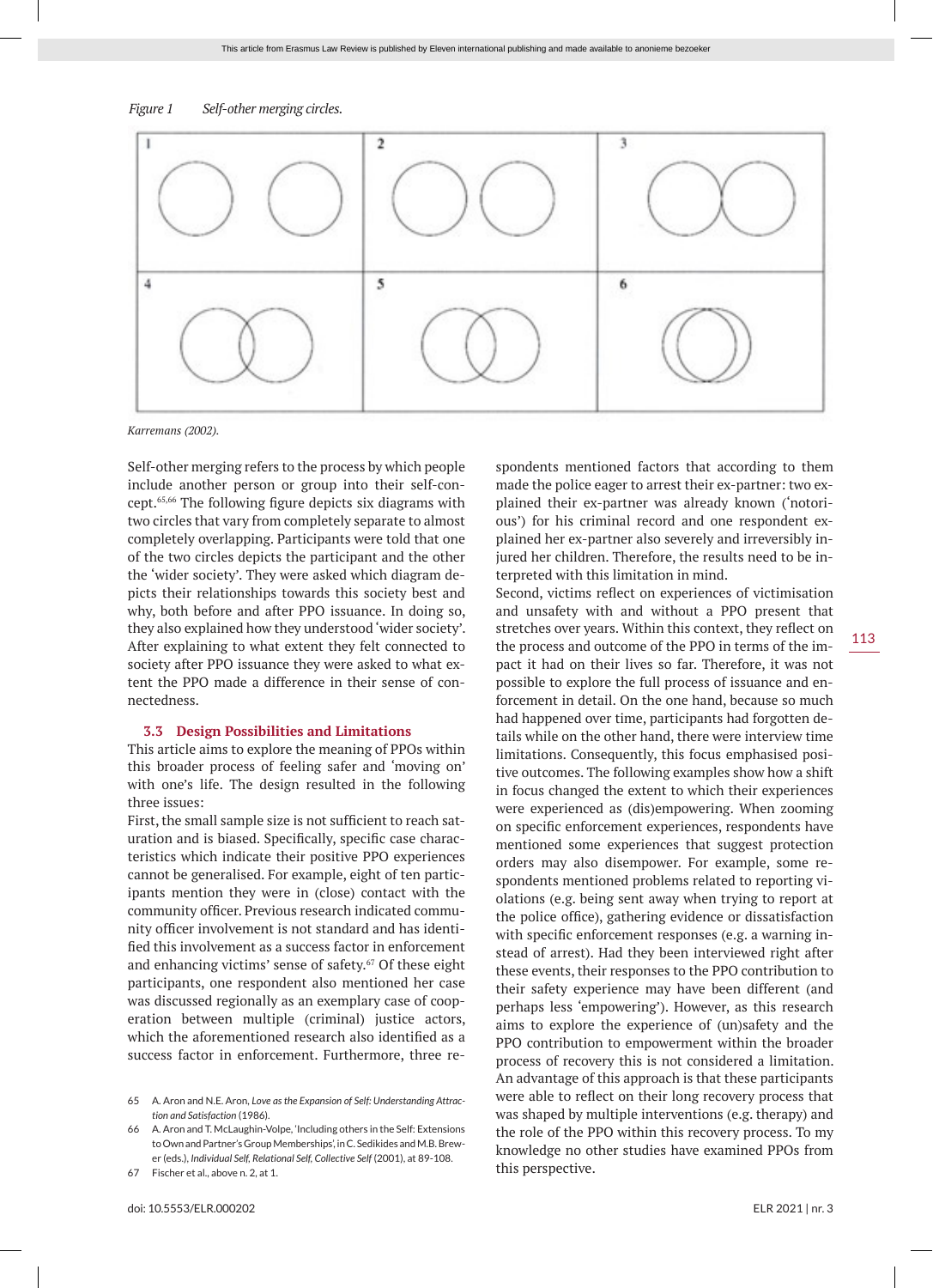*Figure 1 Self-other merging circles.*

Karremans (2002).

Self-other merging refers to the process by which people include another person or group into their self-concept.[65,66] The following figure depicts six diagrams with two circles that vary from completely separate to almost completely overlapping. Participants were told that one of the two circles depicts the participant and the other the 'wider society'. They were asked which diagram depicts their relationships towards this society best and why, both before and after PPO issuance. In doing so, they also explained how they understood 'wider society'. After explaining to what extent they felt connected to society after PPO issuance they were asked to what extent the PPO made a difference in their sense of connectedness.

### 3.3 Design Possibilities and Limitations

This article aims to explore the meaning of PPOs within this broader process of feeling safer and 'moving on' with one's life. The design resulted in the following three issues:

First, the small sample size is not sufficient to reach saturation and is biased. Specifically, specific case characteristics which indicate their positive PPO experiences cannot be generalised. For example, eight of ten participants mention they were in (close) contact with the community officer. Previous research indicated community officer involvement is not standard and has identified this involvement as a success factor in enforcement and enhancing victims' sense of safety.[67] Of these eight participants, one respondent also mentioned her case was discussed regionally as an exemplary case of cooperation between multiple (criminal) justice actors, which the aforementioned research also identified as a success factor in enforcement. Furthermore, three respondents mentioned factors that according to them made the police eager to arrest their ex-partner: two explained their ex-partner was already known ('notorious') for his criminal record and one respondent explained her ex-partner also severely and irreversibly injured her children. Therefore, the results need to be interpreted with this limitation in mind.

Second, victims reflect on experiences of victimisation and unsafety with and without a PPO present that stretches over years. Within this context, they reflect on the process and outcome of the PPO in terms of the impact it had on their lives so far. Therefore, it was not possible to explore the full process of issuance and enforcement in detail. On the one hand, because so much had happened over time, participants had forgotten details while on the other hand, there were interview time limitations. Consequently, this focus emphasised positive outcomes. The following examples show how a shift in focus changed the extent to which their experiences were experienced as (dis)empowering. When zooming on specific enforcement experiences, respondents have mentioned some experiences that suggest protection orders may also disempower. For example, some respondents mentioned problems related to reporting violations (e.g. being sent away when trying to report at the police office), gathering evidence or dissatisfaction with specific enforcement responses (e.g. a warning instead of arrest). Had they been interviewed right after these events, their responses to the PPO contribution to their safety experience may have been different (and perhaps less 'empowering'). However, as this research aims to explore the experience of (un)safety and the PPO contribution to empowerment within the broader process of recovery this is not considered a limitation. An advantage of this approach is that these participants were able to reflect on their long recovery process that was shaped by multiple interventions (e.g. therapy) and the role of the PPO within this recovery process. To my knowledge no other studies have examined PPOs from this perspective.

---

65 A. Aron and N.E. Aron, *Love as the Expansion of Self: Understanding Attraction and Satisfaction* (1986).

66 A. Aron and T. McLaughin-Volpe, 'Including others in the Self: Extensions to Own and Partner's Group Memberships', in C. Sedikides and M.B. Brewer (eds.), *Individual Self, Relational Self, Collective Self* (2001), at 89-108.

67 Fischer et al., above n. 2, at 1.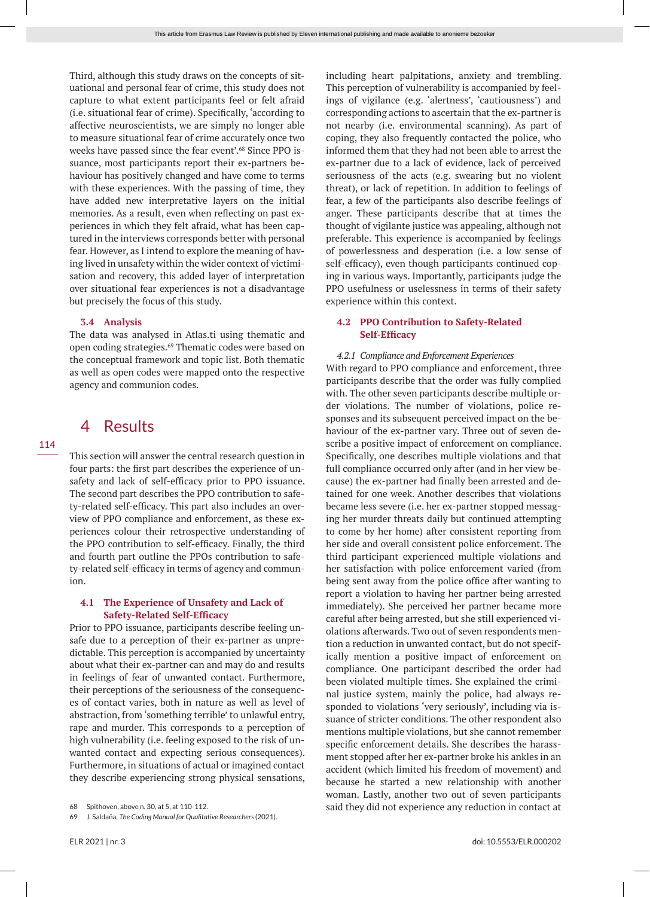Third, although this study draws on the concepts of situational and personal fear of crime, this study does not capture to what extent participants feel or felt afraid (i.e. situational fear of crime). Specifically, 'according to affective neuroscientists, we are simply no longer able to measure situational fear of crime accurately once two weeks have passed since the fear event'.[68] Since PPO issuance, most participants report their ex-partners behaviour has positively changed and have come to terms with these experiences. With the passing of time, they have added new interpretative layers on the initial memories. As a result, even when reflecting on past experiences in which they felt afraid, what has been captured in the interviews corresponds better with personal fear. However, as I intend to explore the meaning of having lived in unsafety within the wider context of victimisation and recovery, this added layer of interpretation over situational fear experiences is not a disadvantage but precisely the focus of this study.

### 3.4 Analysis

The data was analysed in Atlas.ti using thematic and open coding strategies.[69] Thematic codes were based on the conceptual framework and topic list. Both thematic as well as open codes were mapped onto the respective agency and communion codes.

## 4 Results

This section will answer the central research question in four parts: the first part describes the experience of unsafety and lack of self-efficacy prior to PPO issuance. The second part describes the PPO contribution to safety-related self-efficacy. This part also includes an overview of PPO compliance and enforcement, as these experiences colour their retrospective understanding of the PPO contribution to self-efficacy. Finally, the third and fourth part outline the PPOs contribution to safety-related self-efficacy in terms of agency and communion.

### 4.1 The Experience of Unsafety and Lack of Safety-Related Self-Efficacy

Prior to PPO issuance, participants describe feeling unsafe due to a perception of their ex-partner as unpredictable. This perception is accompanied by uncertainty about what their ex-partner can and may do and results in feelings of fear of unwanted contact. Furthermore, their perceptions of the seriousness of the consequences of contact varies, both in nature as well as level of abstraction, from 'something terrible' to unlawful entry, rape and murder. This corresponds to a perception of high vulnerability (i.e. feeling exposed to the risk of unwanted contact and expecting serious consequences). Furthermore, in situations of actual or imagined contact they describe experiencing strong physical sensations, including heart palpitations, anxiety and trembling. This perception of vulnerability is accompanied by feelings of vigilance (e.g. 'alertness', 'cautiousness') and corresponding actions to ascertain that the ex-partner is not nearby (i.e. environmental scanning). As part of coping, they also frequently contacted the police, who informed them that they had not been able to arrest the ex-partner due to a lack of evidence, lack of perceived seriousness of the acts (e.g. swearing but no violent threat), or lack of repetition. In addition to feelings of fear, a few of the participants also describe feelings of anger. These participants describe that at times the thought of vigilante justice was appealing, although not preferable. This experience is accompanied by feelings of powerlessness and desperation (i.e. a low sense of self-efficacy), even though participants continued coping in various ways. Importantly, participants judge the PPO usefulness or uselessness in terms of their safety experience within this context.

### 4.2 PPO Contribution to Safety-Related Self-Efficacy

#### 4.2.1 Compliance and Enforcement Experiences

With regard to PPO compliance and enforcement, three participants describe that the order was fully complied with. The other seven participants describe multiple order violations. The number of violations, police responses and its subsequent perceived impact on the behaviour of the ex-partner vary. Three out of seven describe a positive impact of enforcement on compliance. Specifically, one describes multiple violations and that full compliance occurred only after (and in her view because) the ex-partner had finally been arrested and detained for one week. Another describes that violations became less severe (i.e. her ex-partner stopped messaging her murder threats daily but continued attempting to come by her home) after consistent reporting from her side and overall consistent police enforcement. The third participant experienced multiple violations and her satisfaction with police enforcement varied (from being sent away from the police office after wanting to report a violation to having her partner being arrested immediately). She perceived her partner became more careful after being arrested, but she still experienced violations afterwards. Two out of seven respondents mention a reduction in unwanted contact, but do not specifically mention a positive impact of enforcement on compliance. One participant described the order had been violated multiple times. She explained the criminal justice system, mainly the police, had always responded to violations 'very seriously', including via issuance of stricter conditions. The other respondent also mentions multiple violations, but she cannot remember specific enforcement details. She describes the harassment stopped after her ex-partner broke his ankles in an accident (which limited his freedom of movement) and because he started a new relationship with another woman. Lastly, another two out of seven participants said they did not experience any reduction in contact at

68 Spithoven, above n. 30, at 5, at 110-112.

69 J. Saldaña, *The Coding Manual for Qualitative Researchers* (2021).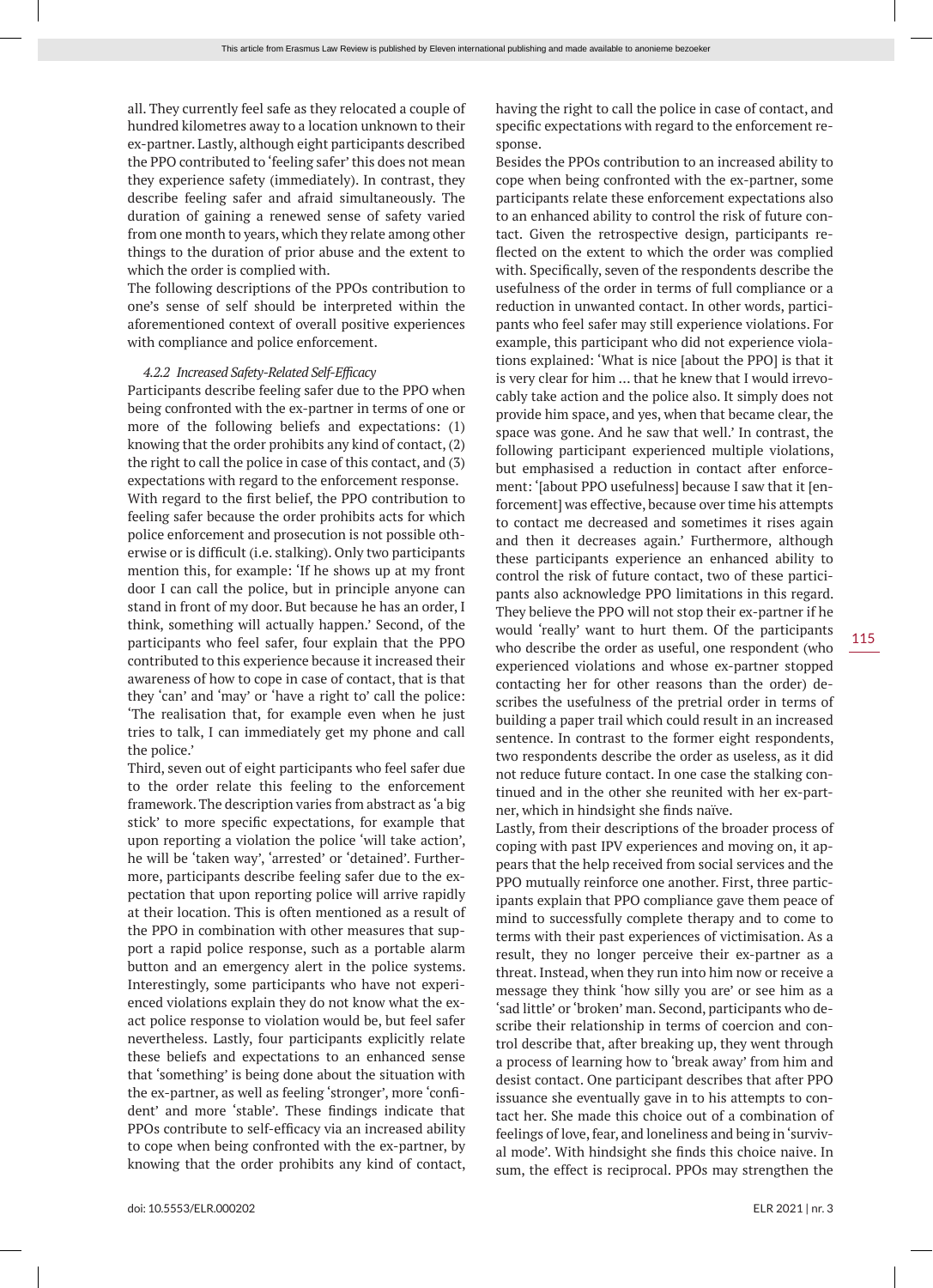all. They currently feel safe as they relocated a couple of hundred kilometres away to a location unknown to their ex-partner. Lastly, although eight participants described the PPO contributed to 'feeling safer' this does not mean they experience safety (immediately). In contrast, they describe feeling safer and afraid simultaneously. The duration of gaining a renewed sense of safety varied from one month to years, which they relate among other things to the duration of prior abuse and the extent to which the order is complied with.

The following descriptions of the PPOs contribution to one's sense of self should be interpreted within the aforementioned context of overall positive experiences with compliance and police enforcement.

#### *4.2.2 Increased Safety-Related Self-Efficacy*

Participants describe feeling safer due to the PPO when being confronted with the ex-partner in terms of one or more of the following beliefs and expectations: (1) knowing that the order prohibits any kind of contact, (2) the right to call the police in case of this contact, and (3) expectations with regard to the enforcement response.

With regard to the first belief, the PPO contribution to feeling safer because the order prohibits acts for which police enforcement and prosecution is not possible otherwise or is difficult (i.e. stalking). Only two participants mention this, for example: 'If he shows up at my front door I can call the police, but in principle anyone can stand in front of my door. But because he has an order, I think, something will actually happen.' Second, of the participants who feel safer, four explain that the PPO contributed to this experience because it increased their awareness of how to cope in case of contact, that is that they 'can' and 'may' or 'have a right to' call the police: 'The realisation that, for example even when he just tries to talk, I can immediately get my phone and call the police.'

Third, seven out of eight participants who feel safer due to the order relate this feeling to the enforcement framework. The description varies from abstract as 'a big stick' to more specific expectations, for example that upon reporting a violation the police 'will take action', he will be 'taken way', 'arrested' or 'detained'. Furthermore, participants describe feeling safer due to the expectation that upon reporting police will arrive rapidly at their location. This is often mentioned as a result of the PPO in combination with other measures that support a rapid police response, such as a portable alarm button and an emergency alert in the police systems. Interestingly, some participants who have not experienced violations explain they do not know what the exact police response to violation would be, but feel safer nevertheless. Lastly, four participants explicitly relate these beliefs and expectations to an enhanced sense that 'something' is being done about the situation with the ex-partner, as well as feeling 'stronger', more 'confident' and more 'stable'. These findings indicate that PPOs contribute to self-efficacy via an increased ability to cope when being confronted with the ex-partner, by knowing that the order prohibits any kind of contact, having the right to call the police in case of contact, and specific expectations with regard to the enforcement response.

Besides the PPOs contribution to an increased ability to cope when being confronted with the ex-partner, some participants relate these enforcement expectations also to an enhanced ability to control the risk of future contact. Given the retrospective design, participants reflected on the extent to which the order was complied with. Specifically, seven of the respondents describe the usefulness of the order in terms of full compliance or a reduction in unwanted contact. In other words, participants who feel safer may still experience violations. For example, this participant who did not experience violations explained: 'What is nice [about the PPO] is that it is very clear for him … that he knew that I would irrevocably take action and the police also. It simply does not provide him space, and yes, when that became clear, the space was gone. And he saw that well.' In contrast, the following participant experienced multiple violations, but emphasised a reduction in contact after enforcement: '[about PPO usefulness] because I saw that it [enforcement] was effective, because over time his attempts to contact me decreased and sometimes it rises again and then it decreases again.' Furthermore, although these participants experience an enhanced ability to control the risk of future contact, two of these participants also acknowledge PPO limitations in this regard. They believe the PPO will not stop their ex-partner if he would 'really' want to hurt them. Of the participants who describe the order as useful, one respondent (who experienced violations and whose ex-partner stopped contacting her for other reasons than the order) describes the usefulness of the pretrial order in terms of building a paper trail which could result in an increased sentence. In contrast to the former eight respondents, two respondents describe the order as useless, as it did not reduce future contact. In one case the stalking continued and in the other she reunited with her ex-partner, which in hindsight she finds naïve.

Lastly, from their descriptions of the broader process of coping with past IPV experiences and moving on, it appears that the help received from social services and the PPO mutually reinforce one another. First, three participants explain that PPO compliance gave them peace of mind to successfully complete therapy and to come to terms with their past experiences of victimisation. As a result, they no longer perceive their ex-partner as a threat. Instead, when they run into him now or receive a message they think 'how silly you are' or see him as a 'sad little' or 'broken' man. Second, participants who describe their relationship in terms of coercion and control describe that, after breaking up, they went through a process of learning how to 'break away' from him and desist contact. One participant describes that after PPO issuance she eventually gave in to his attempts to contact her. She made this choice out of a combination of feelings of love, fear, and loneliness and being in 'survival mode'. With hindsight she finds this choice naive. In sum, the effect is reciprocal. PPOs may strengthen the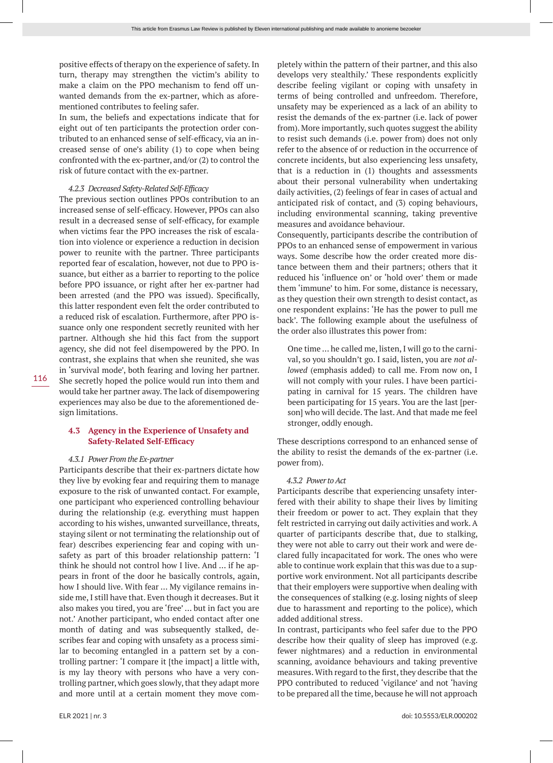positive effects of therapy on the experience of safety. In turn, therapy may strengthen the victim's ability to make a claim on the PPO mechanism to fend off unwanted demands from the ex-partner, which as aforementioned contributes to feeling safer.

In sum, the beliefs and expectations indicate that for eight out of ten participants the protection order contributed to an enhanced sense of self-efficacy, via an increased sense of one's ability (1) to cope when being confronted with the ex-partner, and/or (2) to control the risk of future contact with the ex-partner.

#### *4.2.3 Decreased Safety-Related Self-Efficacy*

The previous section outlines PPOs contribution to an increased sense of self-efficacy. However, PPOs can also result in a decreased sense of self-efficacy, for example when victims fear the PPO increases the risk of escalation into violence or experience a reduction in decision power to reunite with the partner. Three participants reported fear of escalation, however, not due to PPO issuance, but either as a barrier to reporting to the police before PPO issuance, or right after her ex-partner had been arrested (and the PPO was issued). Specifically, this latter respondent even felt the order contributed to a reduced risk of escalation. Furthermore, after PPO issuance only one respondent secretly reunited with her partner. Although she hid this fact from the support agency, she did not feel disempowered by the PPO. In contrast, she explains that when she reunited, she was in 'survival mode', both fearing and loving her partner. She secretly hoped the police would run into them and would take her partner away. The lack of disempowering experiences may also be due to the aforementioned design limitations.

### 4.3 Agency in the Experience of Unsafety and Safety-Related Self-Efficacy

#### *4.3.1 Power From the Ex-partner*

Participants describe that their ex-partners dictate how they live by evoking fear and requiring them to manage exposure to the risk of unwanted contact. For example, one participant who experienced controlling behaviour during the relationship (e.g. everything must happen according to his wishes, unwanted surveillance, threats, staying silent or not terminating the relationship out of fear) describes experiencing fear and coping with unsafety as part of this broader relationship pattern: 'I think he should not control how I live. And … if he appears in front of the door he basically controls, again, how I should live. With fear … My vigilance remains inside me, I still have that. Even though it decreases. But it also makes you tired, you are 'free' … but in fact you are not.' Another participant, who ended contact after one month of dating and was subsequently stalked, describes fear and coping with unsafety as a process similar to becoming entangled in a pattern set by a controlling partner: 'I compare it [the impact] a little with, is my lay theory with persons who have a very controlling partner, which goes slowly, that they adapt more and more until at a certain moment they move completely within the pattern of their partner, and this also develops very stealthily.' These respondents explicitly describe feeling vigilant or coping with unsafety in terms of being controlled and unfreedom. Therefore, unsafety may be experienced as a lack of an ability to resist the demands of the ex-partner (i.e. lack of power from). More importantly, such quotes suggest the ability to resist such demands (i.e. power from) does not only refer to the absence of or reduction in the occurrence of concrete incidents, but also experiencing less unsafety, that is a reduction in (1) thoughts and assessments about their personal vulnerability when undertaking daily activities, (2) feelings of fear in cases of actual and anticipated risk of contact, and (3) coping behaviours, including environmental scanning, taking preventive measures and avoidance behaviour.

Consequently, participants describe the contribution of PPOs to an enhanced sense of empowerment in various ways. Some describe how the order created more distance between them and their partners; others that it reduced his 'influence on' or 'hold over' them or made them 'immune' to him. For some, distance is necessary, as they question their own strength to desist contact, as one respondent explains: 'He has the power to pull me back'. The following example about the usefulness of the order also illustrates this power from:

> One time … he called me, listen, I will go to the carnival, so you shouldn't go. I said, listen, you are *not allowed* (emphasis added) to call me. From now on, I will not comply with your rules. I have been participating in carnival for 15 years. The children have been participating for 15 years. You are the last [person] who will decide. The last. And that made me feel stronger, oddly enough.

These descriptions correspond to an enhanced sense of the ability to resist the demands of the ex-partner (i.e. power from).

#### *4.3.2 Power to Act*

Participants describe that experiencing unsafety interfered with their ability to shape their lives by limiting their freedom or power to act. They explain that they felt restricted in carrying out daily activities and work. A quarter of participants describe that, due to stalking, they were not able to carry out their work and were declared fully incapacitated for work. The ones who were able to continue work explain that this was due to a supportive work environment. Not all participants describe that their employers were supportive when dealing with the consequences of stalking (e.g. losing nights of sleep due to harassment and reporting to the police), which added additional stress.

In contrast, participants who feel safer due to the PPO describe how their quality of sleep has improved (e.g. fewer nightmares) and a reduction in environmental scanning, avoidance behaviours and taking preventive measures. With regard to the first, they describe that the PPO contributed to reduced 'vigilance' and not 'having to be prepared all the time, because he will not approach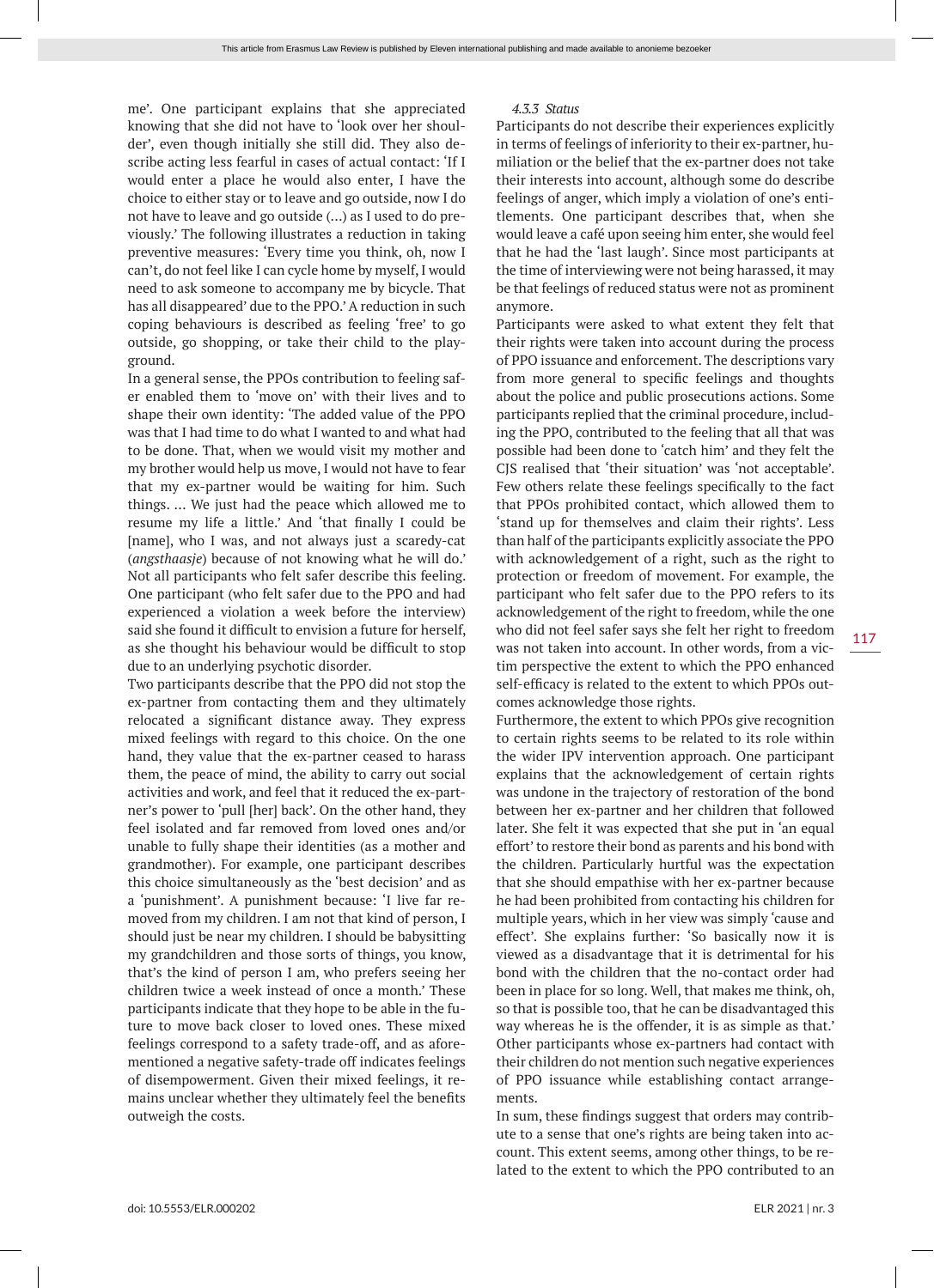me'. One participant explains that she appreciated knowing that she did not have to 'look over her shoulder', even though initially she still did. They also describe acting less fearful in cases of actual contact: 'If I would enter a place he would also enter, I have the choice to either stay or to leave and go outside, now I do not have to leave and go outside (…) as I used to do previously.' The following illustrates a reduction in taking preventive measures: 'Every time you think, oh, now I can't, do not feel like I can cycle home by myself, I would need to ask someone to accompany me by bicycle. That has all disappeared' due to the PPO.' A reduction in such coping behaviours is described as feeling 'free' to go outside, go shopping, or take their child to the playground.

In a general sense, the PPOs contribution to feeling safer enabled them to 'move on' with their lives and to shape their own identity: 'The added value of the PPO was that I had time to do what I wanted to and what had to be done. That, when we would visit my mother and my brother would help us move, I would not have to fear that my ex-partner would be waiting for him. Such things. … We just had the peace which allowed me to resume my life a little.' And 'that finally I could be [name], who I was, and not always just a scaredy-cat (*angsthaasje*) because of not knowing what he will do.' Not all participants who felt safer describe this feeling. One participant (who felt safer due to the PPO and had experienced a violation a week before the interview) said she found it difficult to envision a future for herself, as she thought his behaviour would be difficult to stop due to an underlying psychotic disorder.

Two participants describe that the PPO did not stop the ex-partner from contacting them and they ultimately relocated a significant distance away. They express mixed feelings with regard to this choice. On the one hand, they value that the ex-partner ceased to harass them, the peace of mind, the ability to carry out social activities and work, and feel that it reduced the ex-partner's power to 'pull [her] back'. On the other hand, they feel isolated and far removed from loved ones and/or unable to fully shape their identities (as a mother and grandmother). For example, one participant describes this choice simultaneously as the 'best decision' and as a 'punishment'. A punishment because: 'I live far removed from my children. I am not that kind of person, I should just be near my children. I should be babysitting my grandchildren and those sorts of things, you know, that's the kind of person I am, who prefers seeing her children twice a week instead of once a month.' These participants indicate that they hope to be able in the future to move back closer to loved ones. These mixed feelings correspond to a safety trade-off, and as aforementioned a negative safety-trade off indicates feelings of disempowerment. Given their mixed feelings, it remains unclear whether they ultimately feel the benefits outweigh the costs.

#### *4.3.3 Status*

Participants do not describe their experiences explicitly in terms of feelings of inferiority to their ex-partner, humiliation or the belief that the ex-partner does not take their interests into account, although some do describe feelings of anger, which imply a violation of one's entitlements. One participant describes that, when she would leave a café upon seeing him enter, she would feel that he had the 'last laugh'. Since most participants at the time of interviewing were not being harassed, it may be that feelings of reduced status were not as prominent anymore.

Participants were asked to what extent they felt that their rights were taken into account during the process of PPO issuance and enforcement. The descriptions vary from more general to specific feelings and thoughts about the police and public prosecutions actions. Some participants replied that the criminal procedure, including the PPO, contributed to the feeling that all that was possible had been done to 'catch him' and they felt the CJS realised that 'their situation' was 'not acceptable'. Few others relate these feelings specifically to the fact that PPOs prohibited contact, which allowed them to 'stand up for themselves and claim their rights'. Less than half of the participants explicitly associate the PPO with acknowledgement of a right, such as the right to protection or freedom of movement. For example, the participant who felt safer due to the PPO refers to its acknowledgement of the right to freedom, while the one who did not feel safer says she felt her right to freedom was not taken into account. In other words, from a victim perspective the extent to which the PPO enhanced self-efficacy is related to the extent to which PPOs outcomes acknowledge those rights.

Furthermore, the extent to which PPOs give recognition to certain rights seems to be related to its role within the wider IPV intervention approach. One participant explains that the acknowledgement of certain rights was undone in the trajectory of restoration of the bond between her ex-partner and her children that followed later. She felt it was expected that she put in 'an equal effort' to restore their bond as parents and his bond with the children. Particularly hurtful was the expectation that she should empathise with her ex-partner because he had been prohibited from contacting his children for multiple years, which in her view was simply 'cause and effect'. She explains further: 'So basically now it is viewed as a disadvantage that it is detrimental for his bond with the children that the no-contact order had been in place for so long. Well, that makes me think, oh, so that is possible too, that he can be disadvantaged this way whereas he is the offender, it is as simple as that.' Other participants whose ex-partners had contact with their children do not mention such negative experiences of PPO issuance while establishing contact arrangements.

In sum, these findings suggest that orders may contribute to a sense that one's rights are being taken into account. This extent seems, among other things, to be related to the extent to which the PPO contributed to an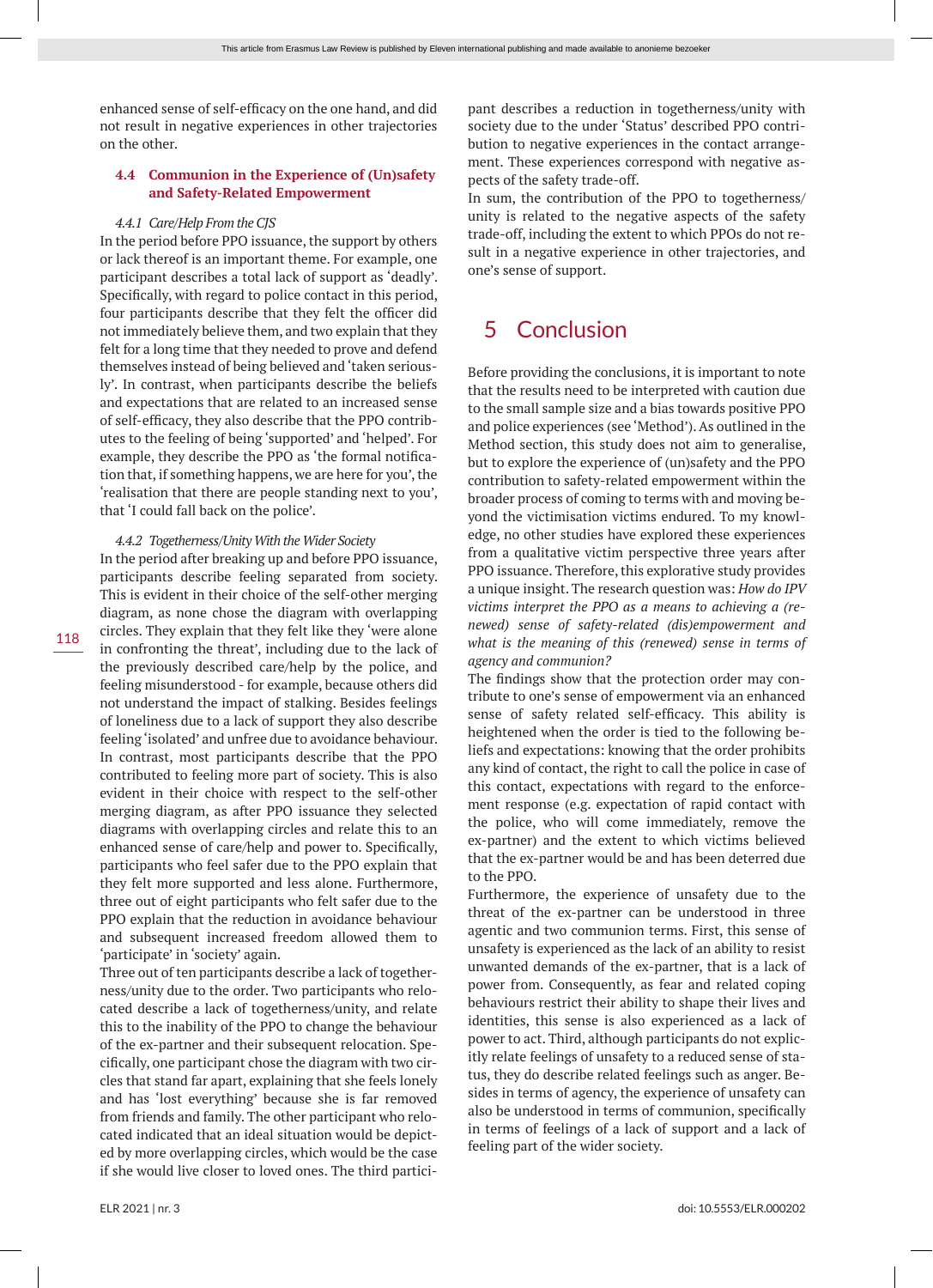enhanced sense of self-efficacy on the one hand, and did not result in negative experiences in other trajectories on the other.

### 4.4 Communion in the Experience of (Un)safety and Safety-Related Empowerment

#### *4.4.1 Care/Help From the CJS*

In the period before PPO issuance, the support by others or lack thereof is an important theme. For example, one participant describes a total lack of support as 'deadly'. Specifically, with regard to police contact in this period, four participants describe that they felt the officer did not immediately believe them, and two explain that they felt for a long time that they needed to prove and defend themselves instead of being believed and 'taken seriously'. In contrast, when participants describe the beliefs and expectations that are related to an increased sense of self-efficacy, they also describe that the PPO contributes to the feeling of being 'supported' and 'helped'. For example, they describe the PPO as 'the formal notification that, if something happens, we are here for you', the 'realisation that there are people standing next to you', that 'I could fall back on the police'.

#### *4.4.2 Togetherness/Unity With the Wider Society*

In the period after breaking up and before PPO issuance, participants describe feeling separated from society. This is evident in their choice of the self-other merging diagram, as none chose the diagram with overlapping circles. They explain that they felt like they 'were alone in confronting the threat', including due to the lack of the previously described care/help by the police, and feeling misunderstood - for example, because others did not understand the impact of stalking. Besides feelings of loneliness due to a lack of support they also describe feeling 'isolated' and unfree due to avoidance behaviour. In contrast, most participants describe that the PPO contributed to feeling more part of society. This is also evident in their choice with respect to the self-other merging diagram, as after PPO issuance they selected diagrams with overlapping circles and relate this to an enhanced sense of care/help and power to. Specifically, participants who feel safer due to the PPO explain that they felt more supported and less alone. Furthermore, three out of eight participants who felt safer due to the PPO explain that the reduction in avoidance behaviour and subsequent increased freedom allowed them to 'participate' in 'society' again.

Three out of ten participants describe a lack of togetherness/unity due to the order. Two participants who relocated describe a lack of togetherness/unity, and relate this to the inability of the PPO to change the behaviour of the ex-partner and their subsequent relocation. Specifically, one participant chose the diagram with two circles that stand far apart, explaining that she feels lonely and has 'lost everything' because she is far removed from friends and family. The other participant who relocated indicated that an ideal situation would be depicted by more overlapping circles, which would be the case if she would live closer to loved ones. The third participant describes a reduction in togetherness/unity with society due to the under 'Status' described PPO contribution to negative experiences in the contact arrangement. These experiences correspond with negative aspects of the safety trade-off.

In sum, the contribution of the PPO to togetherness/unity is related to the negative aspects of the safety trade-off, including the extent to which PPOs do not result in a negative experience in other trajectories, and one's sense of support.

## 5 Conclusion

Before providing the conclusions, it is important to note that the results need to be interpreted with caution due to the small sample size and a bias towards positive PPO and police experiences (see 'Method'). As outlined in the Method section, this study does not aim to generalise, but to explore the experience of (un)safety and the PPO contribution to safety-related empowerment within the broader process of coming to terms with and moving beyond the victimisation victims endured. To my knowledge, no other studies have explored these experiences from a qualitative victim perspective three years after PPO issuance. Therefore, this explorative study provides a unique insight. The research question was: *How do IPV victims interpret the PPO as a means to achieving a (renewed) sense of safety-related (dis)empowerment and what is the meaning of this (renewed) sense in terms of agency and communion?*

The findings show that the protection order may contribute to one's sense of empowerment via an enhanced sense of safety related self-efficacy. This ability is heightened when the order is tied to the following beliefs and expectations: knowing that the order prohibits any kind of contact, the right to call the police in case of this contact, expectations with regard to the enforcement response (e.g. expectation of rapid contact with the police, who will come immediately, remove the ex-partner) and the extent to which victims believed that the ex-partner would be and has been deterred due to the PPO.

Furthermore, the experience of unsafety due to the threat of the ex-partner can be understood in three agentic and two communion terms. First, this sense of unsafety is experienced as the lack of an ability to resist unwanted demands of the ex-partner, that is a lack of power from. Consequently, as fear and related coping behaviours restrict their ability to shape their lives and identities, this sense is also experienced as a lack of power to act. Third, although participants do not explicitly relate feelings of unsafety to a reduced sense of status, they do describe related feelings such as anger. Besides in terms of agency, the experience of unsafety can also be understood in terms of communion, specifically in terms of feelings of a lack of support and a lack of feeling part of the wider society.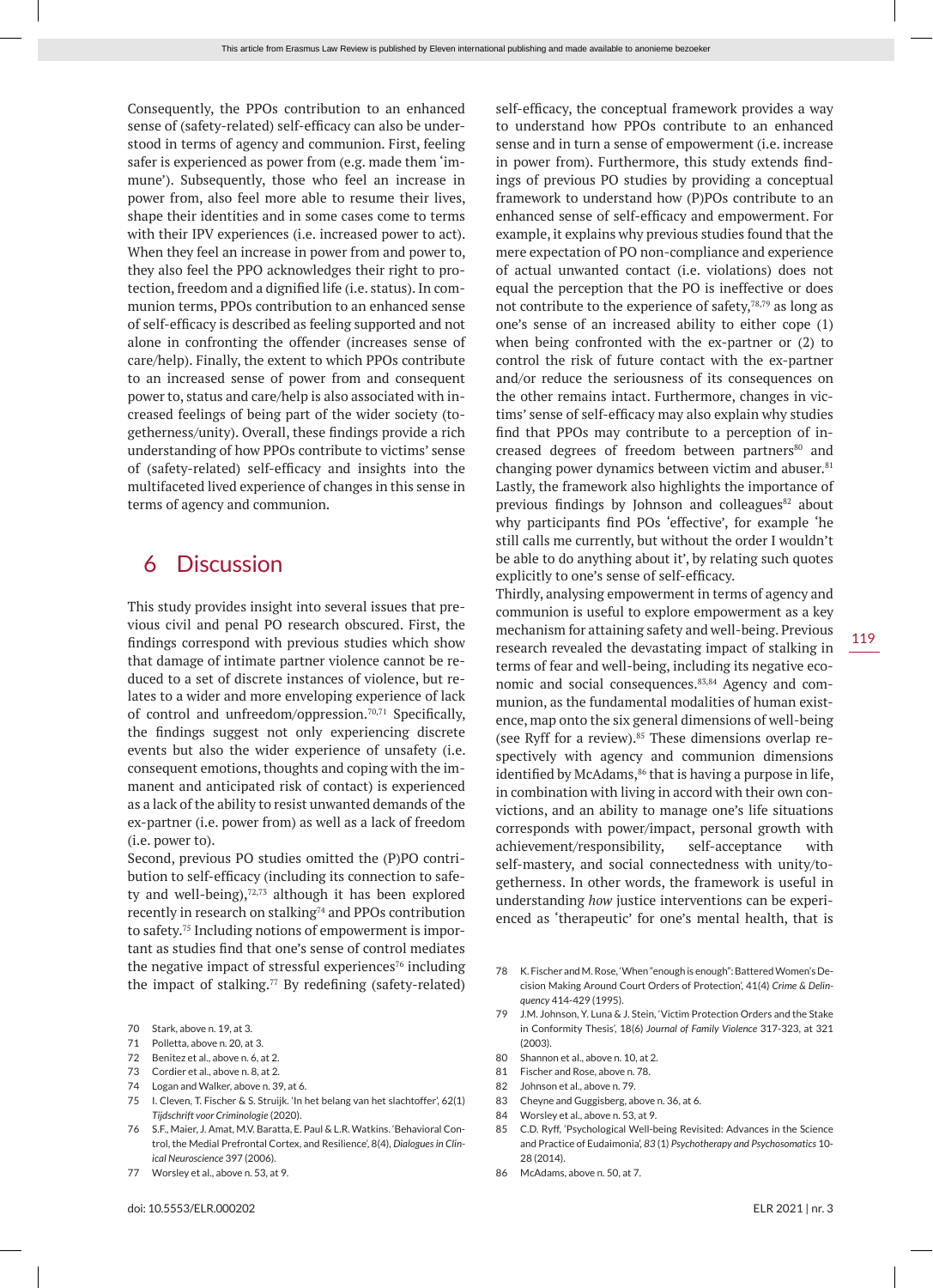Consequently, the PPOs contribution to an enhanced sense of (safety-related) self-efficacy can also be understood in terms of agency and communion. First, feeling safer is experienced as power from (e.g. made them 'immune'). Subsequently, those who feel an increase in power from, also feel more able to resume their lives, shape their identities and in some cases come to terms with their IPV experiences (i.e. increased power to act). When they feel an increase in power from and power to, they also feel the PPO acknowledges their right to protection, freedom and a dignified life (i.e. status). In communion terms, PPOs contribution to an enhanced sense of self-efficacy is described as feeling supported and not alone in confronting the offender (increases sense of care/help). Finally, the extent to which PPOs contribute to an increased sense of power from and consequent power to, status and care/help is also associated with increased feelings of being part of the wider society (togetherness/unity). Overall, these findings provide a rich understanding of how PPOs contribute to victims' sense of (safety-related) self-efficacy and insights into the multifaceted lived experience of changes in this sense in terms of agency and communion.

## 6 Discussion

This study provides insight into several issues that previous civil and penal PO research obscured. First, the findings correspond with previous studies which show that damage of intimate partner violence cannot be reduced to a set of discrete instances of violence, but relates to a wider and more enveloping experience of lack of control and unfreedom/oppression.[70,71] Specifically, the findings suggest not only experiencing discrete events but also the wider experience of unsafety (i.e. consequent emotions, thoughts and coping with the immanent and anticipated risk of contact) is experienced as a lack of the ability to resist unwanted demands of the ex-partner (i.e. power from) as well as a lack of freedom (i.e. power to).

Second, previous PO studies omitted the (P)PO contribution to self-efficacy (including its connection to safety and well-being),[72,73] although it has been explored recently in research on stalking[74] and PPOs contribution to safety.[75] Including notions of empowerment is important as studies find that one's sense of control mediates the negative impact of stressful experiences[76] including the impact of stalking.[77] By redefining (safety-related) self-efficacy, the conceptual framework provides a way to understand how PPOs contribute to an enhanced sense and in turn a sense of empowerment (i.e. increase in power from). Furthermore, this study extends findings of previous PO studies by providing a conceptual framework to understand how (P)POs contribute to an enhanced sense of self-efficacy and empowerment. For example, it explains why previous studies found that the mere expectation of PO non-compliance and experience of actual unwanted contact (i.e. violations) does not equal the perception that the PO is ineffective or does not contribute to the experience of safety,[78,79] as long as one's sense of an increased ability to either cope (1) when being confronted with the ex-partner or (2) to control the risk of future contact with the ex-partner and/or reduce the seriousness of its consequences on the other remains intact. Furthermore, changes in victims' sense of self-efficacy may also explain why studies find that PPOs may contribute to a perception of increased degrees of freedom between partners[80] and changing power dynamics between victim and abuser.[81] Lastly, the framework also highlights the importance of previous findings by Johnson and colleagues[82] about why participants find POs 'effective', for example 'he still calls me currently, but without the order I wouldn't be able to do anything about it', by relating such quotes explicitly to one's sense of self-efficacy.

Thirdly, analysing empowerment in terms of agency and communion is useful to explore empowerment as a key mechanism for attaining safety and well-being. Previous research revealed the devastating impact of stalking in terms of fear and well-being, including its negative economic and social consequences.[83,84] Agency and communion, as the fundamental modalities of human existence, map onto the six general dimensions of well-being (see Ryff for a review).[85] These dimensions overlap respectively with agency and communion dimensions identified by McAdams,[86] that is having a purpose in life, in combination with living in accord with their own convictions, and an ability to manage one's life situations corresponds with power/impact, personal growth with achievement/responsibility, self-acceptance with self-mastery, and social connectedness with unity/togetherness. In other words, the framework is useful in understanding *how* justice interventions can be experienced as 'therapeutic' for one's mental health, that is

---

70 Stark, above n. 19, at 3.

71 Polletta, above n. 20, at 3.

72 Benitez et al., above n. 6, at 2.

73 Cordier et al., above n. 8, at 2.

74 Logan and Walker, above n. 39, at 6.

75 I. Cleven, T. Fischer & S. Struijk. 'In het belang van het slachtoffer', 62(1) *Tijdschrift voor Criminologie* (2020).

76 S.F., Maier, J. Amat, M.V. Baratta, E. Paul & L.R. Watkins. 'Behavioral Control, the Medial Prefrontal Cortex, and Resilience', 8(4), *Dialogues in Clinical Neuroscience* 397 (2006).

77 Worsley et al., above n. 53, at 9.

78 K. Fischer and M. Rose, 'When "enough is enough": Battered Women's Decision Making Around Court Orders of Protection', 41(4) *Crime & Delinquency* 414-429 (1995).

79 J.M. Johnson, Y. Luna & J. Stein, 'Victim Protection Orders and the Stake in Conformity Thesis', 18(6) *Journal of Family Violence* 317-323, at 321 (2003).

80 Shannon et al., above n. 10, at 2.

81 Fischer and Rose, above n. 78.

82 Johnson et al., above n. 79.

83 Cheyne and Guggisberg, above n. 36, at 6.

84 Worsley et al., above n. 53, at 9.

85 C.D. Ryff, 'Psychological Well-being Revisited: Advances in the Science and Practice of Eudaimonia', *83* (1) *Psychotherapy and Psychosomatics* 10-28 (2014).

86 McAdams, above n. 50, at 7.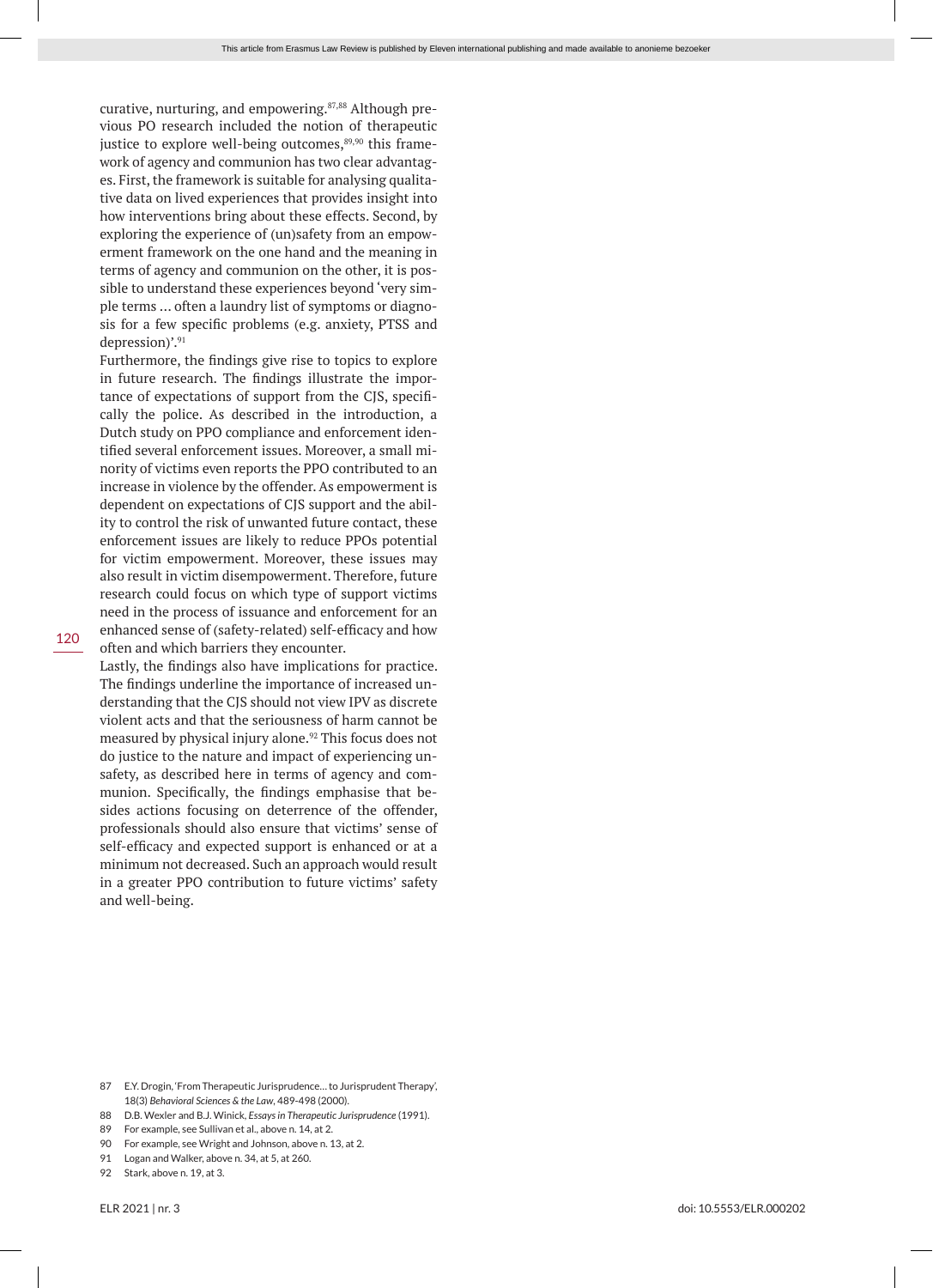curative, nurturing, and empowering.[87,88] Although previous PO research included the notion of therapeutic justice to explore well-being outcomes,[89,90] this framework of agency and communion has two clear advantages. First, the framework is suitable for analysing qualitative data on lived experiences that provides insight into how interventions bring about these effects. Second, by exploring the experience of (un)safety from an empowerment framework on the one hand and the meaning in terms of agency and communion on the other, it is possible to understand these experiences beyond 'very simple terms … often a laundry list of symptoms or diagnosis for a few specific problems (e.g. anxiety, PTSS and depression)'.[91]

Furthermore, the findings give rise to topics to explore in future research. The findings illustrate the importance of expectations of support from the CJS, specifically the police. As described in the introduction, a Dutch study on PPO compliance and enforcement identified several enforcement issues. Moreover, a small minority of victims even reports the PPO contributed to an increase in violence by the offender. As empowerment is dependent on expectations of CJS support and the ability to control the risk of unwanted future contact, these enforcement issues are likely to reduce PPOs potential for victim empowerment. Moreover, these issues may also result in victim disempowerment. Therefore, future research could focus on which type of support victims need in the process of issuance and enforcement for an enhanced sense of (safety-related) self-efficacy and how often and which barriers they encounter.

Lastly, the findings also have implications for practice. The findings underline the importance of increased understanding that the CJS should not view IPV as discrete violent acts and that the seriousness of harm cannot be measured by physical injury alone.[92] This focus does not do justice to the nature and impact of experiencing unsafety, as described here in terms of agency and communion. Specifically, the findings emphasise that besides actions focusing on deterrence of the offender, professionals should also ensure that victims' sense of self-efficacy and expected support is enhanced or at a minimum not decreased. Such an approach would result in a greater PPO contribution to future victims' safety and well-being.

---

87 E.Y. Drogin, 'From Therapeutic Jurisprudence… to Jurisprudent Therapy', 18(3) *Behavioral Sciences & the Law*, 489-498 (2000).

88 D.B. Wexler and B.J. Winick, *Essays in Therapeutic Jurisprudence* (1991).

89 For example, see Sullivan et al., above n. 14, at 2.

90 For example, see Wright and Johnson, above n. 13, at 2.

91 Logan and Walker, above n. 34, at 5, at 260.

92 Stark, above n. 19, at 3.